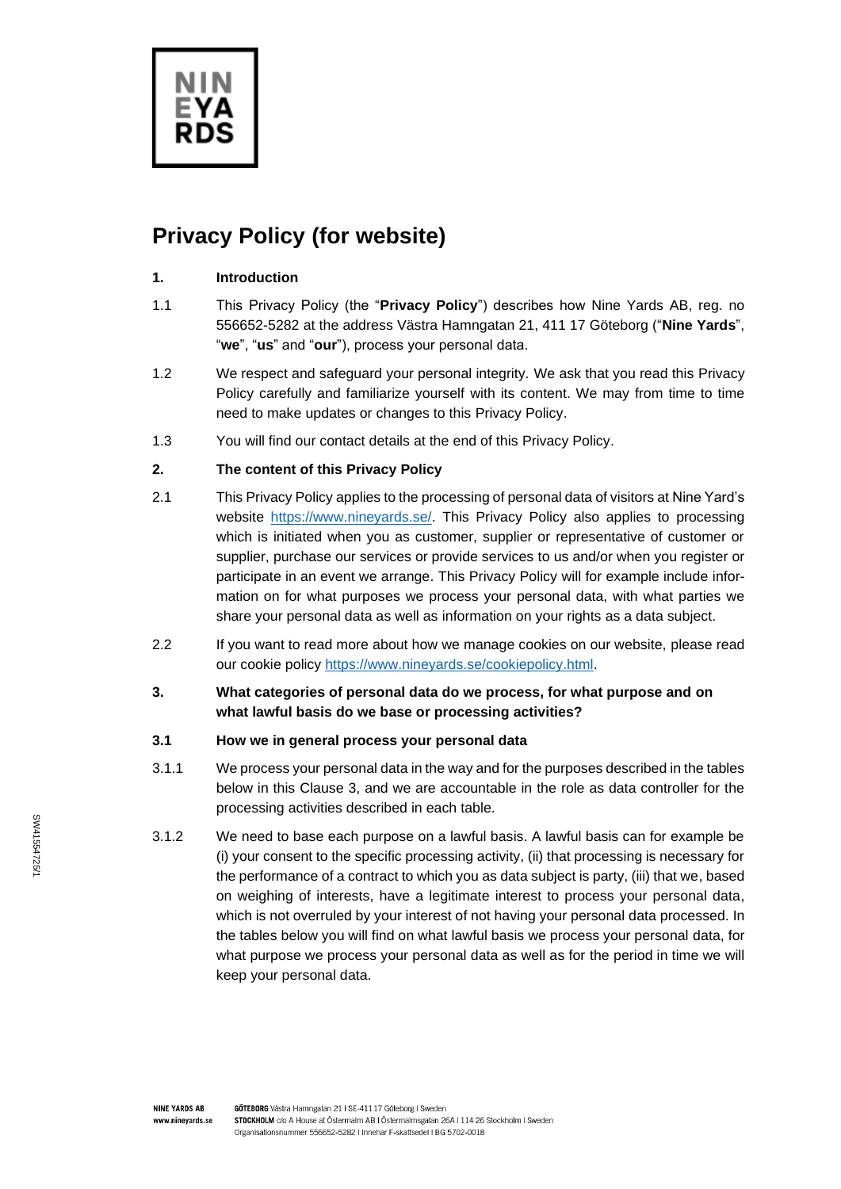NIN
EYA
RDS

# Privacy Policy (for website)

## 1. Introduction

1.1 This Privacy Policy (the "**Privacy Policy**") describes how Nine Yards AB, reg. no 556652-5282 at the address Västra Hamngatan 21, 411 17 Göteborg ("**Nine Yards**", "**we**", "**us**" and "**our**"), process your personal data.

1.2 We respect and safeguard your personal integrity. We ask that you read this Privacy Policy carefully and familiarize yourself with its content. We may from time to time need to make updates or changes to this Privacy Policy.

1.3 You will find our contact details at the end of this Privacy Policy.

## 2. The content of this Privacy Policy

2.1 This Privacy Policy applies to the processing of personal data of visitors at Nine Yard's website [https://www.nineyards.se/](https://www.nineyards.se/). This Privacy Policy also applies to processing which is initiated when you as customer, supplier or representative of customer or supplier, purchase our services or provide services to us and/or when you register or participate in an event we arrange. This Privacy Policy will for example include information on for what purposes we process your personal data, with what parties we share your personal data as well as information on your rights as a data subject.

2.2 If you want to read more about how we manage cookies on our website, please read our cookie policy [https://www.nineyards.se/cookiepolicy.html](https://www.nineyards.se/cookiepolicy.html).

## 3. What categories of personal data do we process, for what purpose and on what lawful basis do we base or processing activities?

### 3.1 How we in general process your personal data

3.1.1 We process your personal data in the way and for the purposes described in the tables below in this Clause 3, and we are accountable in the role as data controller for the processing activities described in each table.

3.1.2 We need to base each purpose on a lawful basis. A lawful basis can for example be (i) your consent to the specific processing activity, (ii) that processing is necessary for the performance of a contract to which you as data subject is party, (iii) that we, based on weighing of interests, have a legitimate interest to process your personal data, which is not overruled by your interest of not having your personal data processed. In the tables below you will find on what lawful basis we process your personal data, for what purpose we process your personal data as well as for the period in time we will keep your personal data.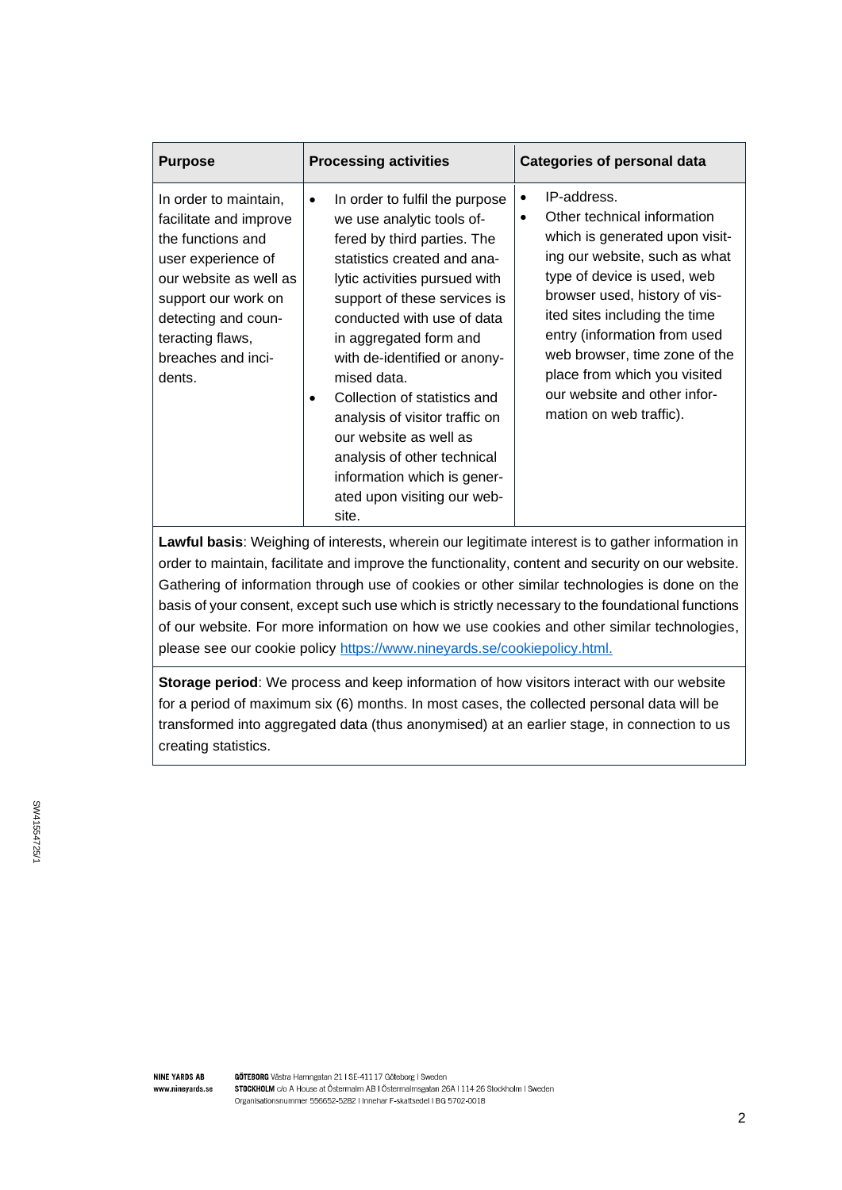| Purpose | Processing activities | Categories of personal data |
|---|---|---|
| In order to maintain, facilitate and improve the functions and user experience of our website as well as support our work on detecting and counteracting flaws, breaches and incidents. | • In order to fulfil the purpose we use analytic tools offered by third parties. The statistics created and analytic activities pursued with support of these services is conducted with use of data in aggregated form and with de-identified or anonymised data.<br>• Collection of statistics and analysis of visitor traffic on our website as well as analysis of other technical information which is generated upon visiting our website. | • IP-address.<br>• Other technical information which is generated upon visiting our website, such as what type of device is used, web browser used, history of visited sites including the time entry (information from used web browser, time zone of the place from which you visited our website and other information on web traffic). |

**Lawful basis**: Weighing of interests, wherein our legitimate interest is to gather information in order to maintain, facilitate and improve the functionality, content and security on our website. Gathering of information through use of cookies or other similar technologies is done on the basis of your consent, except such use which is strictly necessary to the foundational functions of our website. For more information on how we use cookies and other similar technologies, please see our cookie policy https://www.nineyards.se/cookiepolicy.html.

**Storage period**: We process and keep information of how visitors interact with our website for a period of maximum six (6) months. In most cases, the collected personal data will be transformed into aggregated data (thus anonymised) at an earlier stage, in connection to us creating statistics.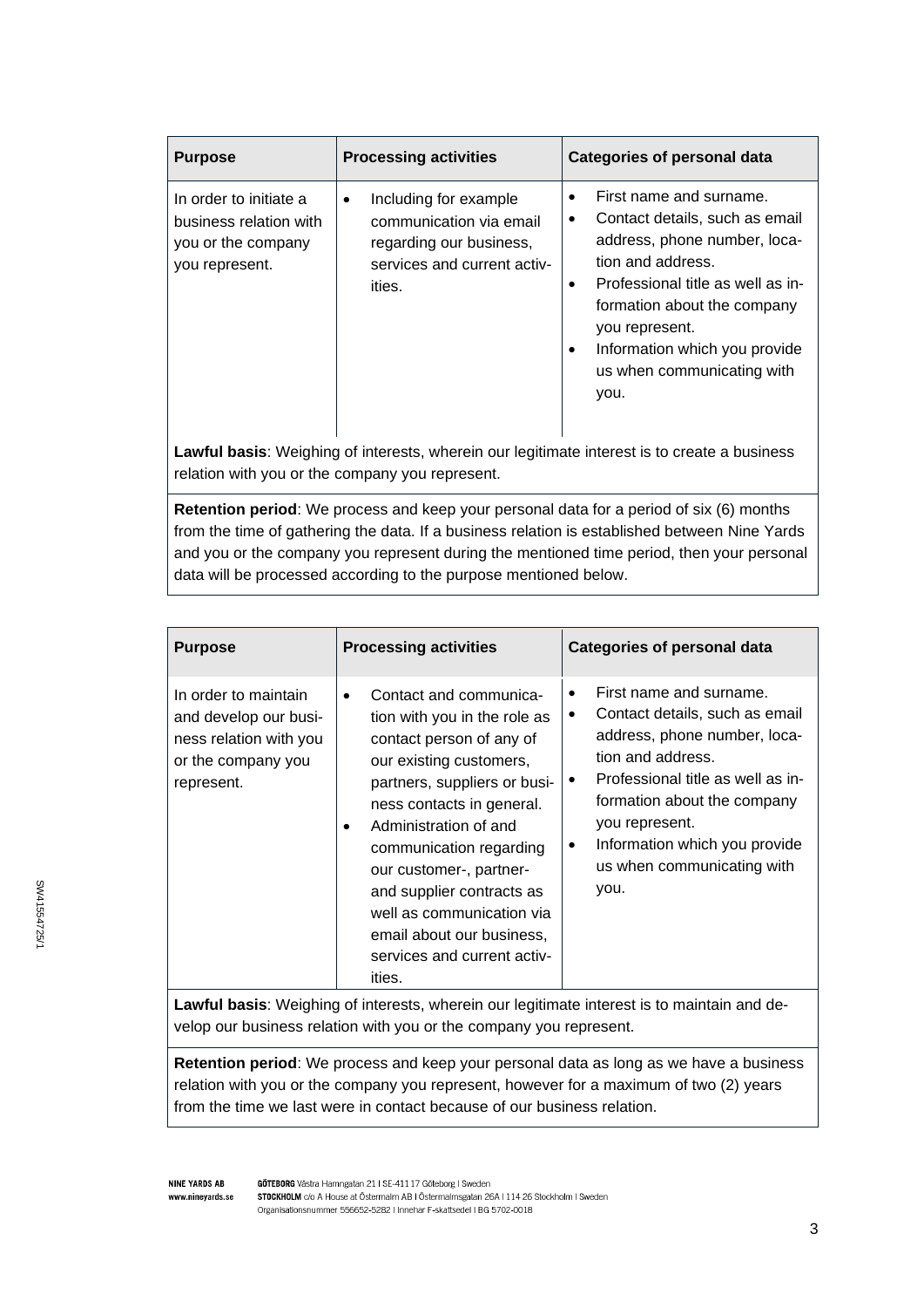| Purpose | Processing activities | Categories of personal data |
|---|---|---|
| In order to initiate a business relation with you or the company you represent. | • Including for example communication via email regarding our business, services and current activities. | • First name and surname.<br>• Contact details, such as email address, phone number, location and address.<br>• Professional title as well as information about the company you represent.<br>• Information which you provide us when communicating with you. |

**Lawful basis**: Weighing of interests, wherein our legitimate interest is to create a business relation with you or the company you represent.

**Retention period**: We process and keep your personal data for a period of six (6) months from the time of gathering the data. If a business relation is established between Nine Yards and you or the company you represent during the mentioned time period, then your personal data will be processed according to the purpose mentioned below.

| Purpose | Processing activities | Categories of personal data |
|---|---|---|
| In order to maintain and develop our business relation with you or the company you represent. | • Contact and communication with you in the role as contact person of any of our existing customers, partners, suppliers or business contacts in general.<br>• Administration of and communication regarding our customer-, partner- and supplier contracts as well as communication via email about our business, services and current activities. | • First name and surname.<br>• Contact details, such as email address, phone number, location and address.<br>• Professional title as well as information about the company you represent.<br>• Information which you provide us when communicating with you. |

**Lawful basis**: Weighing of interests, wherein our legitimate interest is to maintain and develop our business relation with you or the company you represent.

**Retention period**: We process and keep your personal data as long as we have a business relation with you or the company you represent, however for a maximum of two (2) years from the time we last were in contact because of our business relation.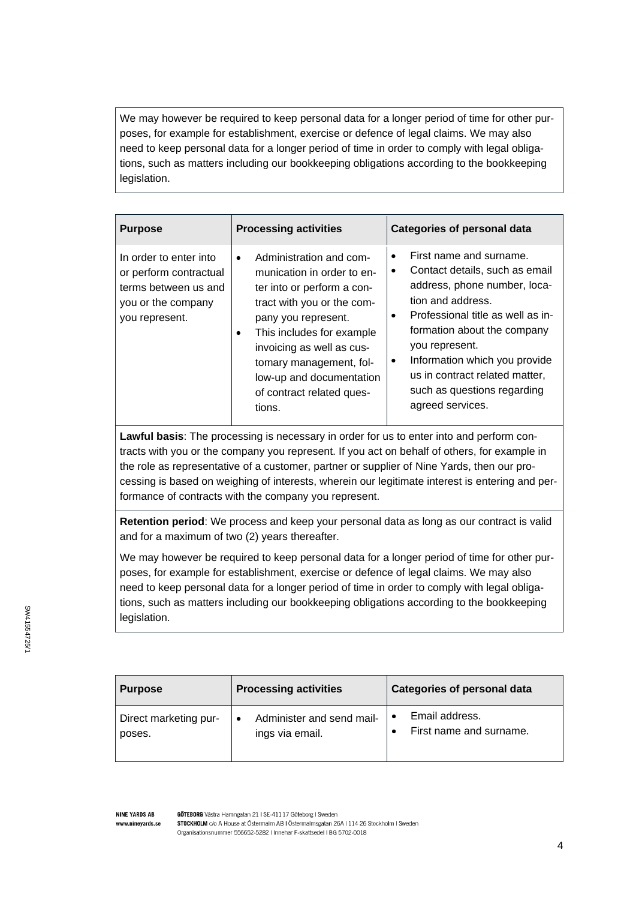We may however be required to keep personal data for a longer period of time for other purposes, for example for establishment, exercise or defence of legal claims. We may also need to keep personal data for a longer period of time in order to comply with legal obligations, such as matters including our bookkeeping obligations according to the bookkeeping legislation.

| Purpose | Processing activities | Categories of personal data |
| --- | --- | --- |
| In order to enter into or perform contractual terms between us and you or the company you represent. | • Administration and communication in order to enter into or perform a contract with you or the company you represent.<br>• This includes for example invoicing as well as customary management, follow-up and documentation of contract related questions. | • First name and surname.<br>• Contact details, such as email address, phone number, location and address.<br>• Professional title as well as information about the company you represent.<br>• Information which you provide us in contract related matter, such as questions regarding agreed services. |

**Lawful basis**: The processing is necessary in order for us to enter into and perform contracts with you or the company you represent. If you act on behalf of others, for example in the role as representative of a customer, partner or supplier of Nine Yards, then our processing is based on weighing of interests, wherein our legitimate interest is entering and performance of contracts with the company you represent.

**Retention period**: We process and keep your personal data as long as our contract is valid and for a maximum of two (2) years thereafter.

We may however be required to keep personal data for a longer period of time for other purposes, for example for establishment, exercise or defence of legal claims. We may also need to keep personal data for a longer period of time in order to comply with legal obligations, such as matters including our bookkeeping obligations according to the bookkeeping legislation.

| Purpose | Processing activities | Categories of personal data |
| --- | --- | --- |
| Direct marketing purposes. | • Administer and send mailings via email. | • Email address.<br>• First name and surname. |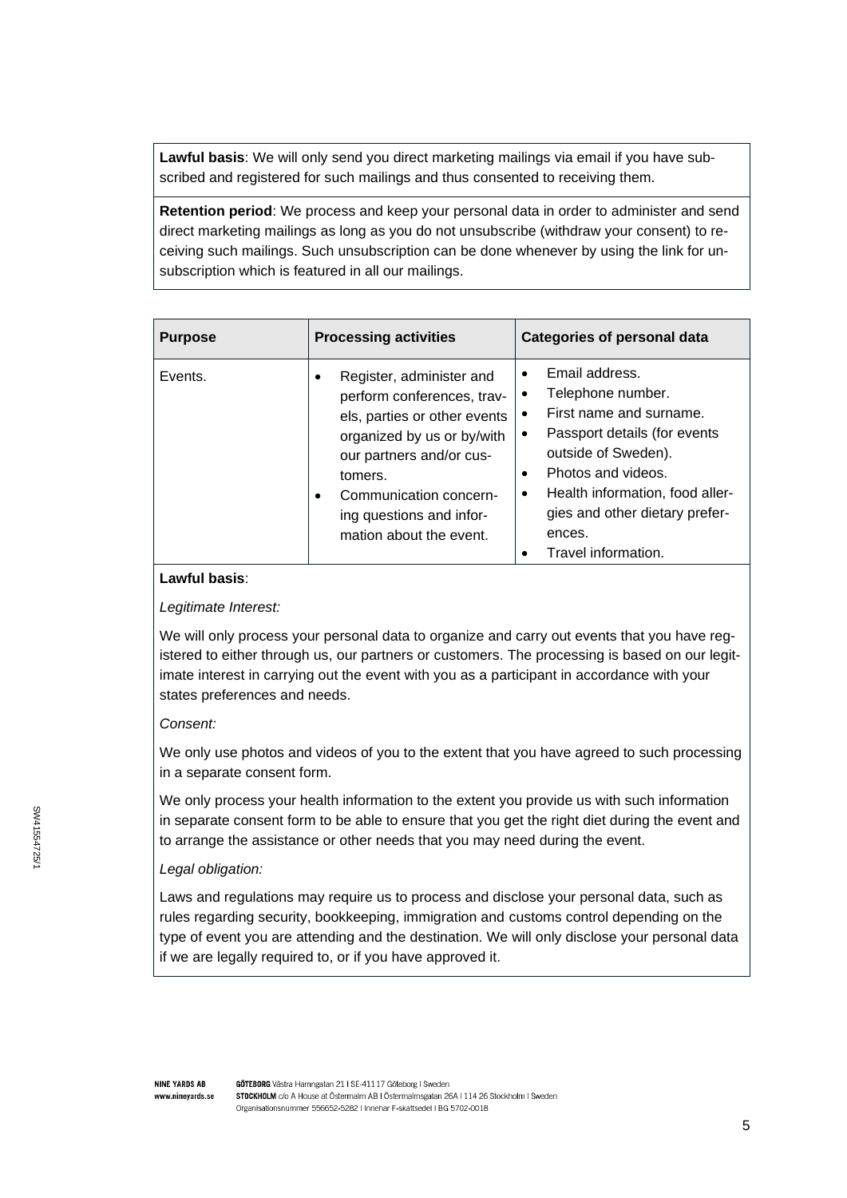**Lawful basis**: We will only send you direct marketing mailings via email if you have subscribed and registered for such mailings and thus consented to receiving them.

**Retention period**: We process and keep your personal data in order to administer and send direct marketing mailings as long as you do not unsubscribe (withdraw your consent) to receiving such mailings. Such unsubscription can be done whenever by using the link for unsubscription which is featured in all our mailings.

| Purpose | Processing activities | Categories of personal data |
|---|---|---|
| Events. | • Register, administer and perform conferences, travels, parties or other events organized by us or by/with our partners and/or customers.<br>• Communication concerning questions and information about the event. | • Email address.<br>• Telephone number.<br>• First name and surname.<br>• Passport details (for events outside of Sweden).<br>• Photos and videos.<br>• Health information, food allergies and other dietary preferences.<br>• Travel information. |

**Lawful basis**:

*Legitimate Interest:*

We will only process your personal data to organize and carry out events that you have registered to either through us, our partners or customers. The processing is based on our legitimate interest in carrying out the event with you as a participant in accordance with your states preferences and needs.

*Consent:*

We only use photos and videos of you to the extent that you have agreed to such processing in a separate consent form.

We only process your health information to the extent you provide us with such information in separate consent form to be able to ensure that you get the right diet during the event and to arrange the assistance or other needs that you may need during the event.

*Legal obligation:*

Laws and regulations may require us to process and disclose your personal data, such as rules regarding security, bookkeeping, immigration and customs control depending on the type of event you are attending and the destination. We will only disclose your personal data if we are legally required to, or if you have approved it.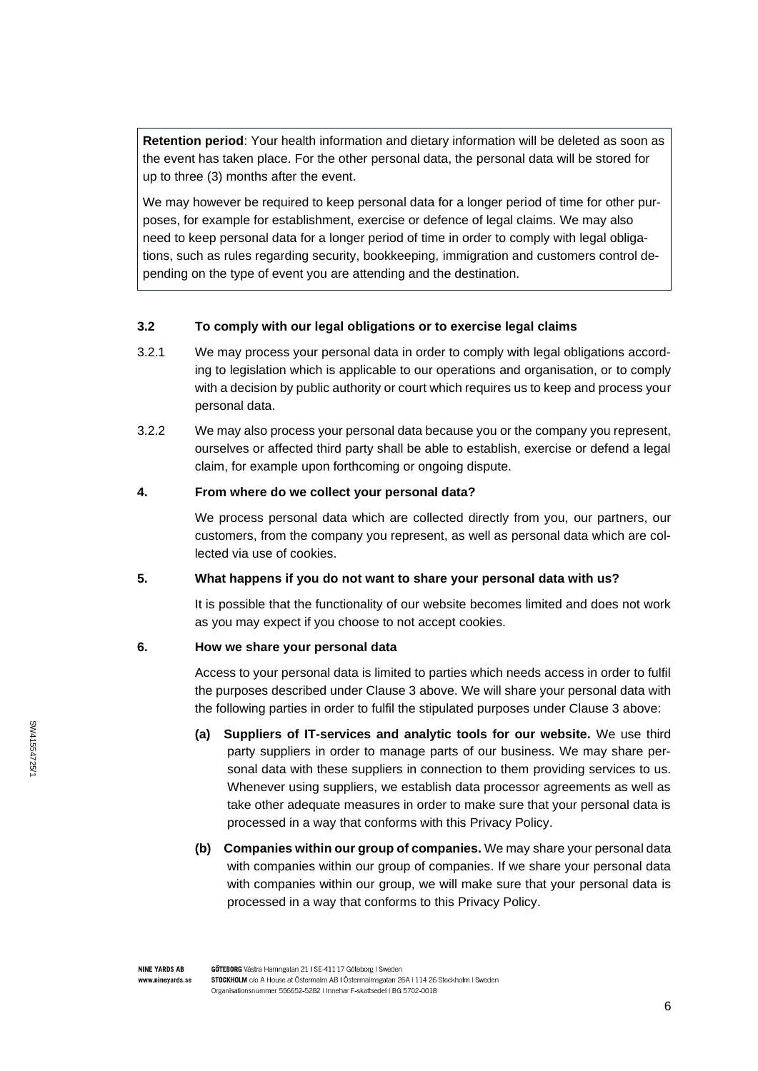**Retention period**: Your health information and dietary information will be deleted as soon as the event has taken place. For the other personal data, the personal data will be stored for up to three (3) months after the event.

We may however be required to keep personal data for a longer period of time for other purposes, for example for establishment, exercise or defence of legal claims. We may also need to keep personal data for a longer period of time in order to comply with legal obligations, such as rules regarding security, bookkeeping, immigration and customers control depending on the type of event you are attending and the destination.

### 3.2 To comply with our legal obligations or to exercise legal claims

3.2.1 We may process your personal data in order to comply with legal obligations according to legislation which is applicable to our operations and organisation, or to comply with a decision by public authority or court which requires us to keep and process your personal data.

3.2.2 We may also process your personal data because you or the company you represent, ourselves or affected third party shall be able to establish, exercise or defend a legal claim, for example upon forthcoming or ongoing dispute.

## 4. From where do we collect your personal data?

We process personal data which are collected directly from you, our partners, our customers, from the company you represent, as well as personal data which are collected via use of cookies.

## 5. What happens if you do not want to share your personal data with us?

It is possible that the functionality of our website becomes limited and does not work as you may expect if you choose to not accept cookies.

## 6. How we share your personal data

Access to your personal data is limited to parties which needs access in order to fulfil the purposes described under Clause 3 above. We will share your personal data with the following parties in order to fulfil the stipulated purposes under Clause 3 above:

**(a) Suppliers of IT-services and analytic tools for our website.** We use third party suppliers in order to manage parts of our business. We may share personal data with these suppliers in connection to them providing services to us. Whenever using suppliers, we establish data processor agreements as well as take other adequate measures in order to make sure that your personal data is processed in a way that conforms with this Privacy Policy.

**(b) Companies within our group of companies.** We may share your personal data with companies within our group of companies. If we share your personal data with companies within our group, we will make sure that your personal data is processed in a way that conforms to this Privacy Policy.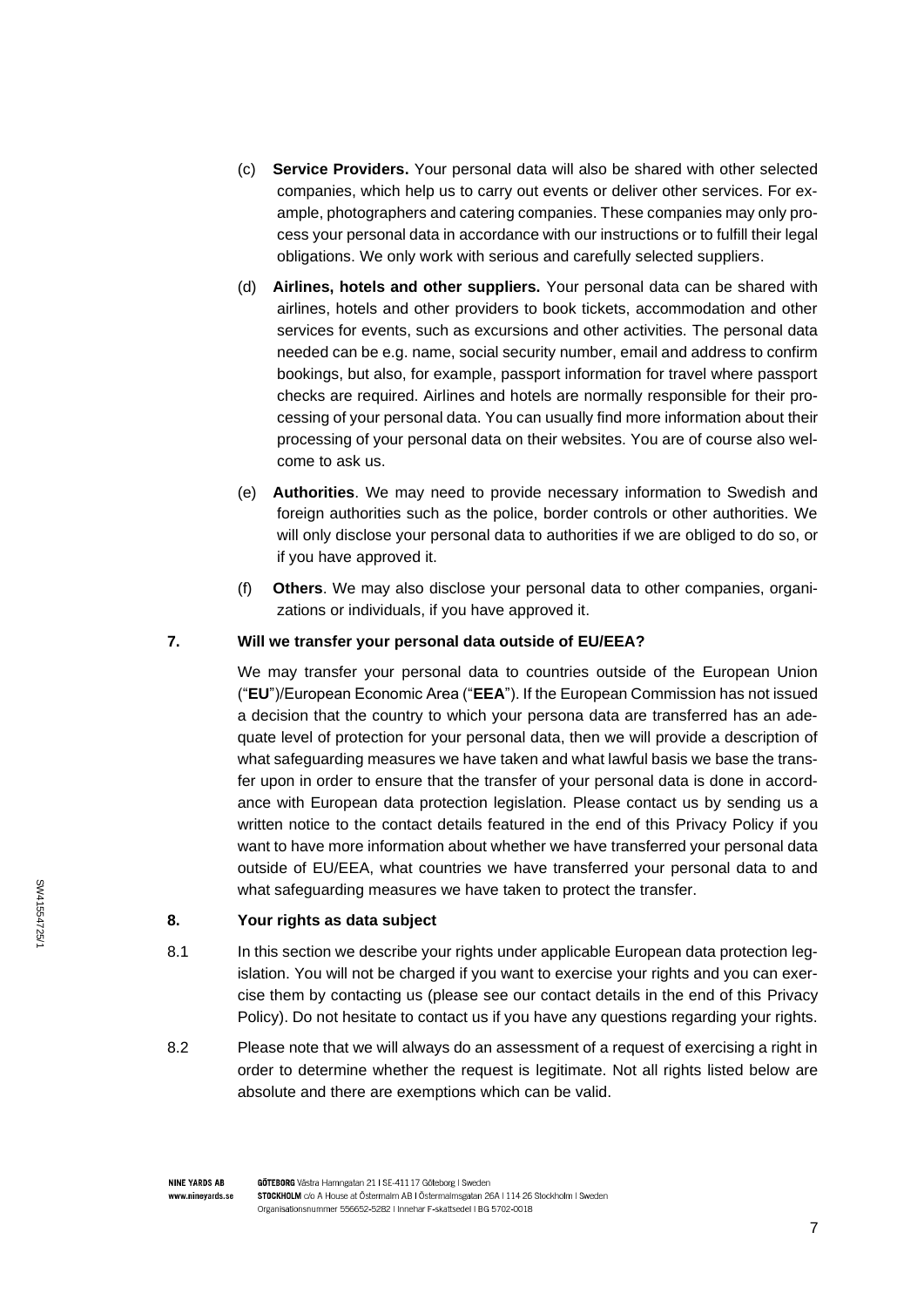(c) **Service Providers.** Your personal data will also be shared with other selected companies, which help us to carry out events or deliver other services. For example, photographers and catering companies. These companies may only process your personal data in accordance with our instructions or to fulfill their legal obligations. We only work with serious and carefully selected suppliers.

(d) **Airlines, hotels and other suppliers.** Your personal data can be shared with airlines, hotels and other providers to book tickets, accommodation and other services for events, such as excursions and other activities. The personal data needed can be e.g. name, social security number, email and address to confirm bookings, but also, for example, passport information for travel where passport checks are required. Airlines and hotels are normally responsible for their processing of your personal data. You can usually find more information about their processing of your personal data on their websites. You are of course also welcome to ask us.

(e) **Authorities**. We may need to provide necessary information to Swedish and foreign authorities such as the police, border controls or other authorities. We will only disclose your personal data to authorities if we are obliged to do so, or if you have approved it.

(f) **Others**. We may also disclose your personal data to other companies, organizations or individuals, if you have approved it.

## 7. Will we transfer your personal data outside of EU/EEA?

We may transfer your personal data to countries outside of the European Union ("**EU**")/European Economic Area ("**EEA**"). If the European Commission has not issued a decision that the country to which your persona data are transferred has an adequate level of protection for your personal data, then we will provide a description of what safeguarding measures we have taken and what lawful basis we base the transfer upon in order to ensure that the transfer of your personal data is done in accordance with European data protection legislation. Please contact us by sending us a written notice to the contact details featured in the end of this Privacy Policy if you want to have more information about whether we have transferred your personal data outside of EU/EEA, what countries we have transferred your personal data to and what safeguarding measures we have taken to protect the transfer.

## 8. Your rights as data subject

8.1 In this section we describe your rights under applicable European data protection legislation. You will not be charged if you want to exercise your rights and you can exercise them by contacting us (please see our contact details in the end of this Privacy Policy). Do not hesitate to contact us if you have any questions regarding your rights.

8.2 Please note that we will always do an assessment of a request of exercising a right in order to determine whether the request is legitimate. Not all rights listed below are absolute and there are exemptions which can be valid.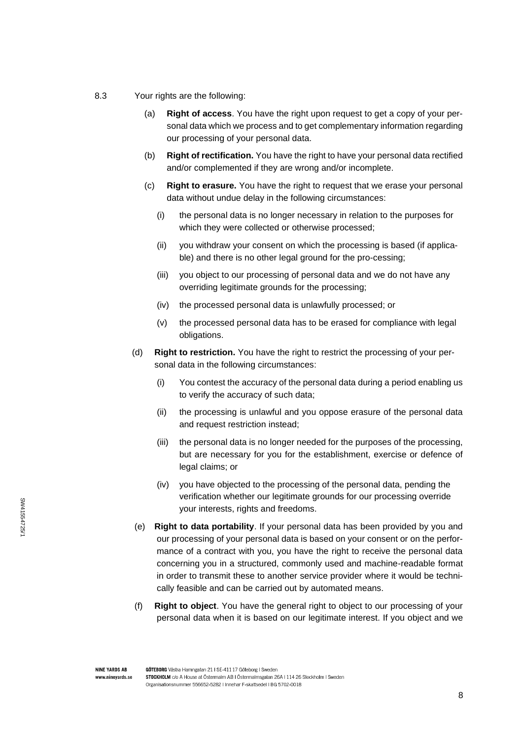8.3 Your rights are the following:

(a) **Right of access**. You have the right upon request to get a copy of your personal data which we process and to get complementary information regarding our processing of your personal data.

(b) **Right of rectification.** You have the right to have your personal data rectified and/or complemented if they are wrong and/or incomplete.

(c) **Right to erasure.** You have the right to request that we erase your personal data without undue delay in the following circumstances:

(i) the personal data is no longer necessary in relation to the purposes for which they were collected or otherwise processed;

(ii) you withdraw your consent on which the processing is based (if applicable) and there is no other legal ground for the pro-cessing;

(iii) you object to our processing of personal data and we do not have any overriding legitimate grounds for the processing;

(iv) the processed personal data is unlawfully processed; or

(v) the processed personal data has to be erased for compliance with legal obligations.

(d) **Right to restriction.** You have the right to restrict the processing of your personal data in the following circumstances:

(i) You contest the accuracy of the personal data during a period enabling us to verify the accuracy of such data;

(ii) the processing is unlawful and you oppose erasure of the personal data and request restriction instead;

(iii) the personal data is no longer needed for the purposes of the processing, but are necessary for you for the establishment, exercise or defence of legal claims; or

(iv) you have objected to the processing of the personal data, pending the verification whether our legitimate grounds for our processing override your interests, rights and freedoms.

(e) **Right to data portability**. If your personal data has been provided by you and our processing of your personal data is based on your consent or on the performance of a contract with you, you have the right to receive the personal data concerning you in a structured, commonly used and machine-readable format in order to transmit these to another service provider where it would be technically feasible and can be carried out by automated means.

(f) **Right to object**. You have the general right to object to our processing of your personal data when it is based on our legitimate interest. If you object and we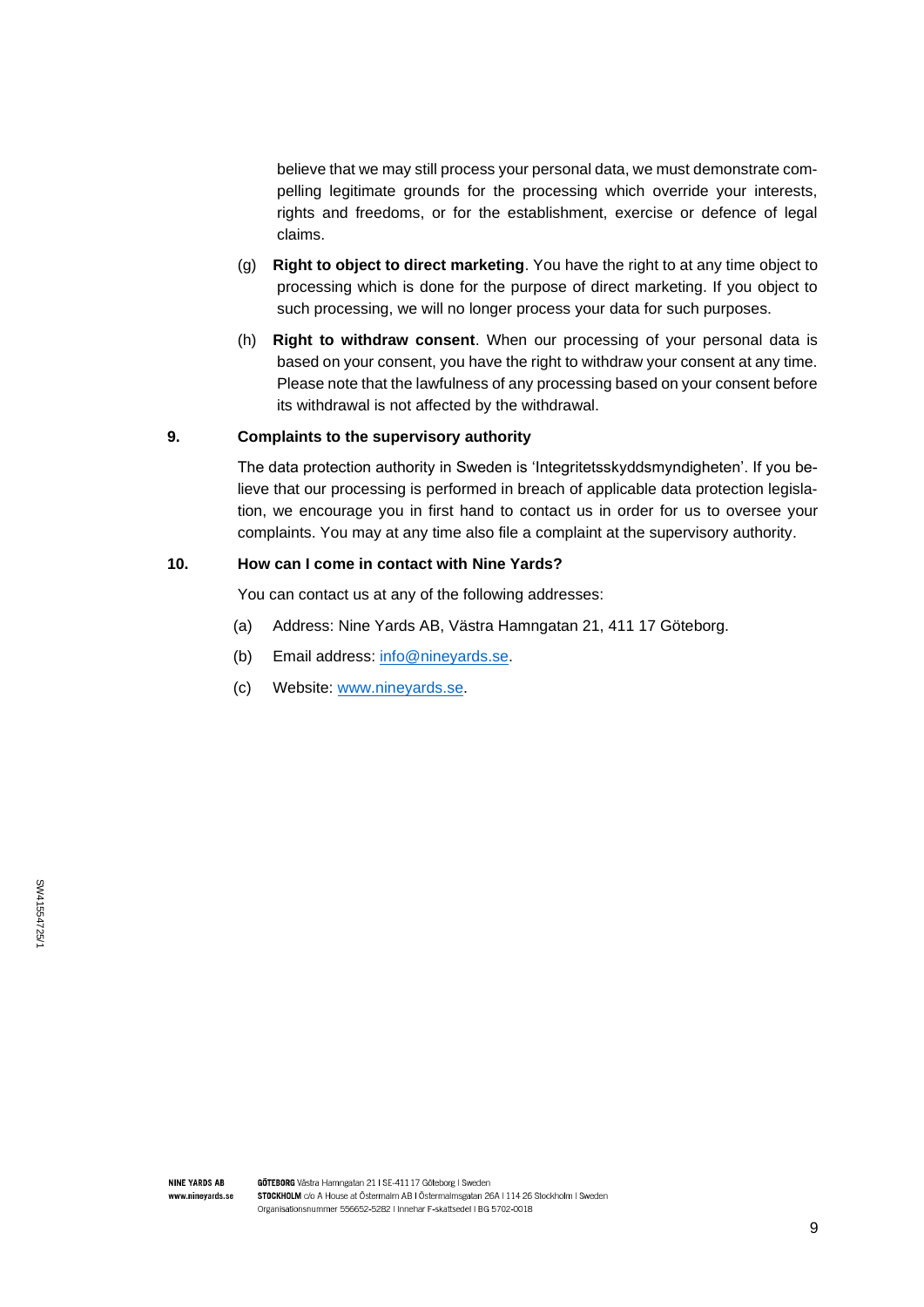believe that we may still process your personal data, we must demonstrate compelling legitimate grounds for the processing which override your interests, rights and freedoms, or for the establishment, exercise or defence of legal claims.

(g) **Right to object to direct marketing**. You have the right to at any time object to processing which is done for the purpose of direct marketing. If you object to such processing, we will no longer process your data for such purposes.

(h) **Right to withdraw consent**. When our processing of your personal data is based on your consent, you have the right to withdraw your consent at any time. Please note that the lawfulness of any processing based on your consent before its withdrawal is not affected by the withdrawal.

## 9. Complaints to the supervisory authority

The data protection authority in Sweden is 'Integritetsskyddsmyndigheten'. If you believe that our processing is performed in breach of applicable data protection legislation, we encourage you in first hand to contact us in order for us to oversee your complaints. You may at any time also file a complaint at the supervisory authority.

## 10. How can I come in contact with Nine Yards?

You can contact us at any of the following addresses:

(a) Address: Nine Yards AB, Västra Hamngatan 21, 411 17 Göteborg.

(b) Email address: info@nineyards.se.

(c) Website: www.nineyards.se.